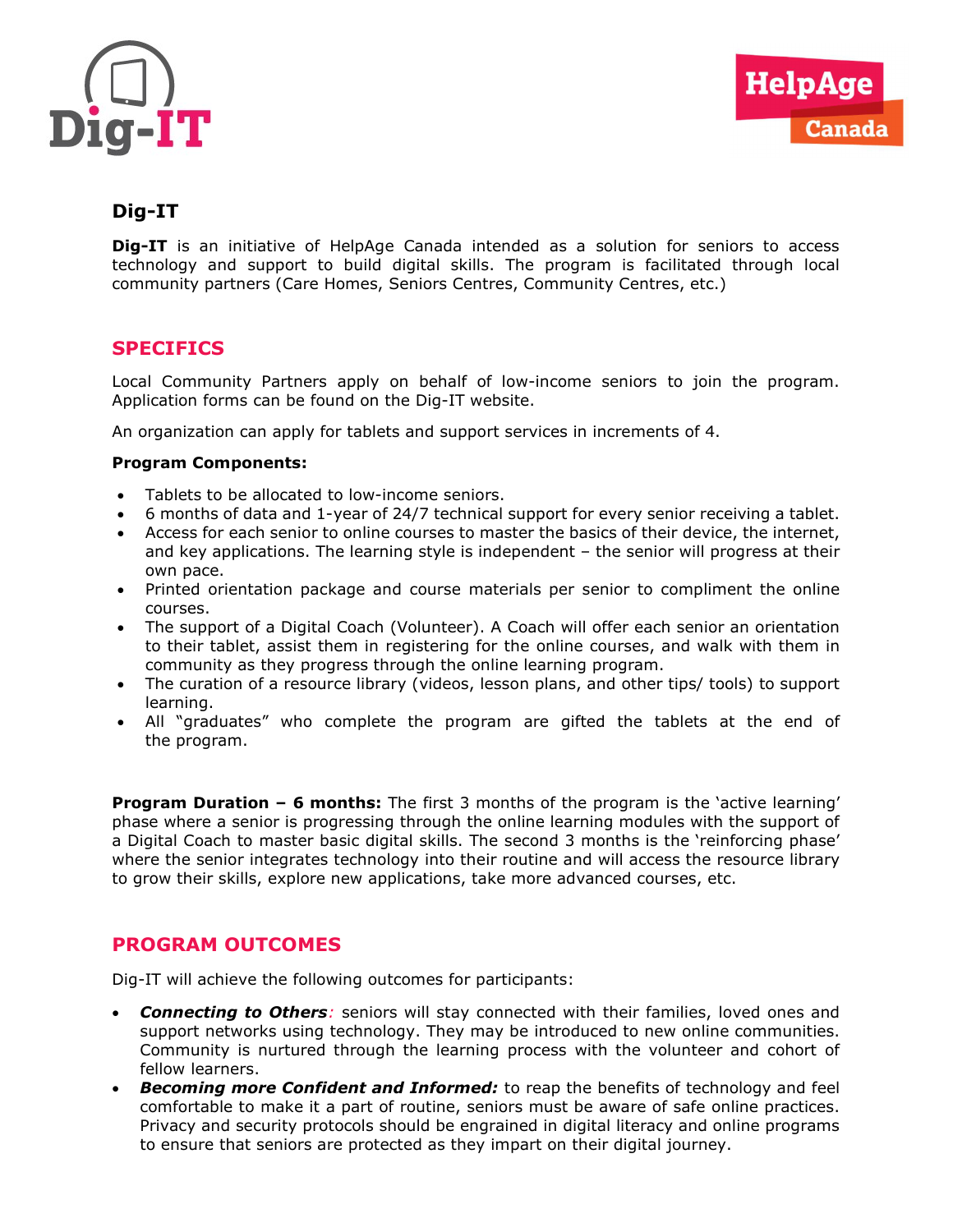# Dig-IT

**Dig-IT** is an initiative of HelpAge Canada intended as a solution for seniors to access technology and support to build digital skills. The program is facilitated through local community partners (Care Homes, Seniors Centres, Community Centres, etc.)

## SPECIFICS

Local Community Partners apply on behalf of low-income seniors to join the program. Application forms can be found on the Dig-IT website.

An organization can apply for tablets and support services in increments of 4.

**Program Components:**

- Tablets to be allocated to low-income seniors.
- 6 months of data and 1-year of 24/7 technical support for every senior receiving a tablet.
- Access for each senior to online courses to master the basics of their device, the internet, and key applications. The learning style is independent – the senior will progress at their own pace.
- Printed orientation package and course materials per senior to compliment the online courses.
- The support of a Digital Coach (Volunteer). A Coach will offer each senior an orientation to their tablet, assist them in registering for the online courses, and walk with them in community as they progress through the online learning program.
- The curation of a resource library (videos, lesson plans, and other tips/ tools) to support learning.
- All "graduates" who complete the program are gifted the tablets at the end of the program.

**Program Duration – 6 months:** The first 3 months of the program is the 'active learning' phase where a senior is progressing through the online learning modules with the support of a Digital Coach to master basic digital skills. The second 3 months is the 'reinforcing phase' where the senior integrates technology into their routine and will access the resource library to grow their skills, explore new applications, take more advanced courses, etc.

## PROGRAM OUTCOMES

Dig-IT will achieve the following outcomes for participants:

- ***Connecting to Others**:* seniors will stay connected with their families, loved ones and support networks using technology. They may be introduced to new online communities. Community is nurtured through the learning process with the volunteer and cohort of fellow learners.
- ***Becoming more Confident and Informed:*** to reap the benefits of technology and feel comfortable to make it a part of routine, seniors must be aware of safe online practices. Privacy and security protocols should be engrained in digital literacy and online programs to ensure that seniors are protected as they impart on their digital journey.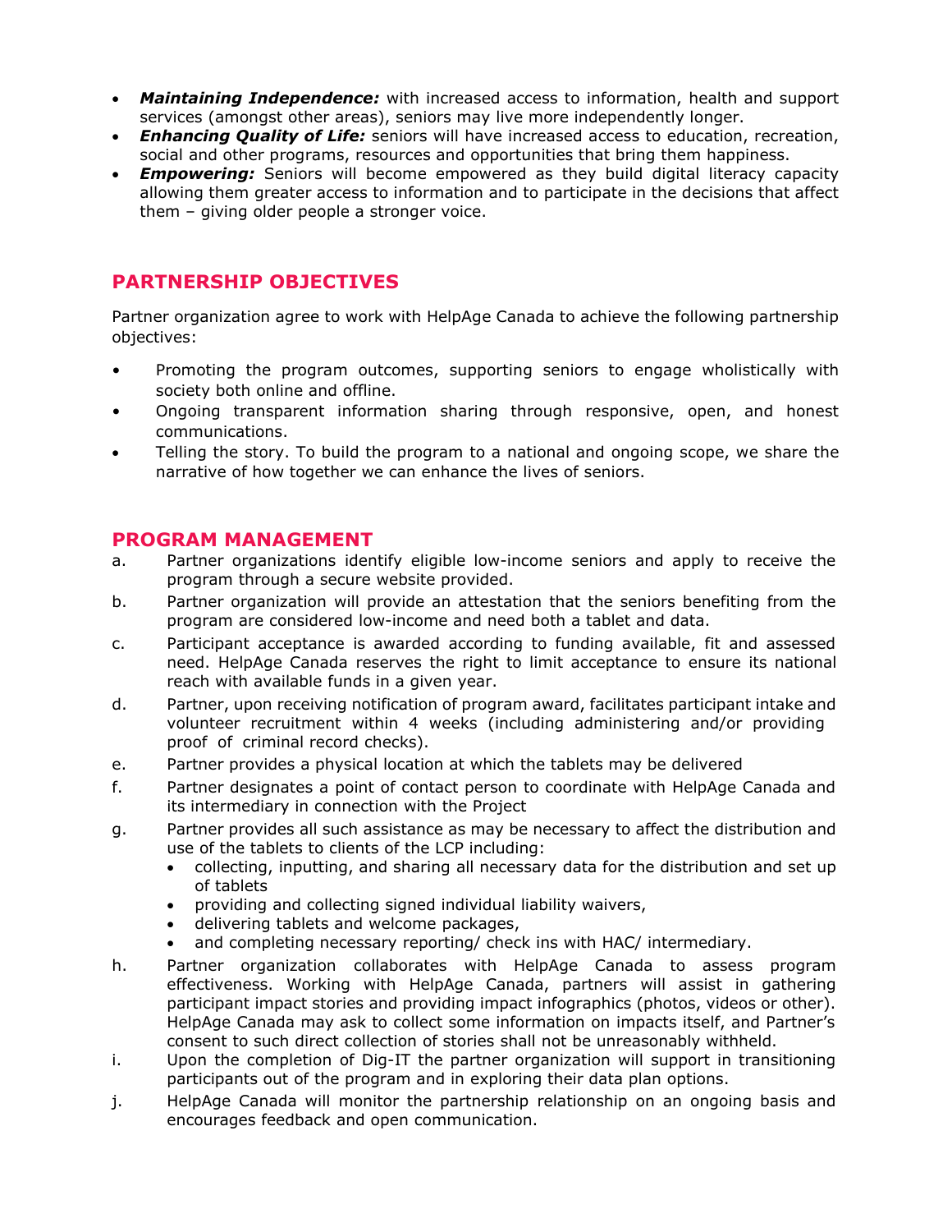- ***Maintaining Independence:*** with increased access to information, health and support services (amongst other areas), seniors may live more independently longer.
- ***Enhancing Quality of Life:*** seniors will have increased access to education, recreation, social and other programs, resources and opportunities that bring them happiness.
- ***Empowering:*** Seniors will become empowered as they build digital literacy capacity allowing them greater access to information and to participate in the decisions that affect them – giving older people a stronger voice.

## PARTNERSHIP OBJECTIVES

Partner organization agree to work with HelpAge Canada to achieve the following partnership objectives:

- Promoting the program outcomes, supporting seniors to engage wholistically with society both online and offline.
- Ongoing transparent information sharing through responsive, open, and honest communications.
- Telling the story. To build the program to a national and ongoing scope, we share the narrative of how together we can enhance the lives of seniors.

## PROGRAM MANAGEMENT

a. Partner organizations identify eligible low-income seniors and apply to receive the program through a secure website provided.

b. Partner organization will provide an attestation that the seniors benefiting from the program are considered low-income and need both a tablet and data.

c. Participant acceptance is awarded according to funding available, fit and assessed need. HelpAge Canada reserves the right to limit acceptance to ensure its national reach with available funds in a given year.

d. Partner, upon receiving notification of program award, facilitates participant intake and volunteer recruitment within 4 weeks (including administering and/or providing proof of criminal record checks).

e. Partner provides a physical location at which the tablets may be delivered

f. Partner designates a point of contact person to coordinate with HelpAge Canada and its intermediary in connection with the Project

g. Partner provides all such assistance as may be necessary to affect the distribution and use of the tablets to clients of the LCP including:
   - collecting, inputting, and sharing all necessary data for the distribution and set up of tablets
   - providing and collecting signed individual liability waivers,
   - delivering tablets and welcome packages,
   - and completing necessary reporting/ check ins with HAC/ intermediary.

h. Partner organization collaborates with HelpAge Canada to assess program effectiveness. Working with HelpAge Canada, partners will assist in gathering participant impact stories and providing impact infographics (photos, videos or other). HelpAge Canada may ask to collect some information on impacts itself, and Partner's consent to such direct collection of stories shall not be unreasonably withheld.

i. Upon the completion of Dig-IT the partner organization will support in transitioning participants out of the program and in exploring their data plan options.

j. HelpAge Canada will monitor the partnership relationship on an ongoing basis and encourages feedback and open communication.